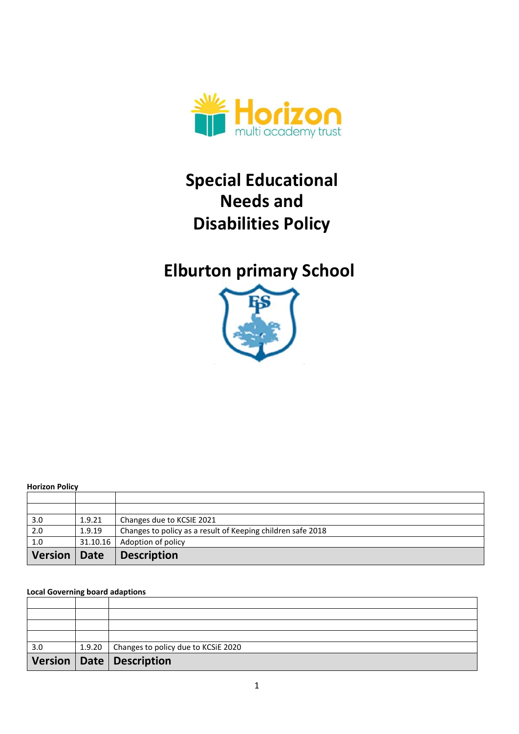# Special Educational Needs and Disabilities Policy

# Elburton primary School

**Horizon Policy**

| Version | Date | Description |
|---|---|---|
| | | |
| | | |
| 3.0 | 1.9.21 | Changes due to KCSIE 2021 |
| 2.0 | 1.9.19 | Changes to policy as a result of Keeping children safe 2018 |
| 1.0 | 31.10.16 | Adoption of policy |

**Local Governing board adaptions**

| Version | Date | Description |
|---|---|---|
| | | |
| | | |
| | | |
| | | |
| 3.0 | 1.9.20 | Changes to policy due to KCSiE 2020 |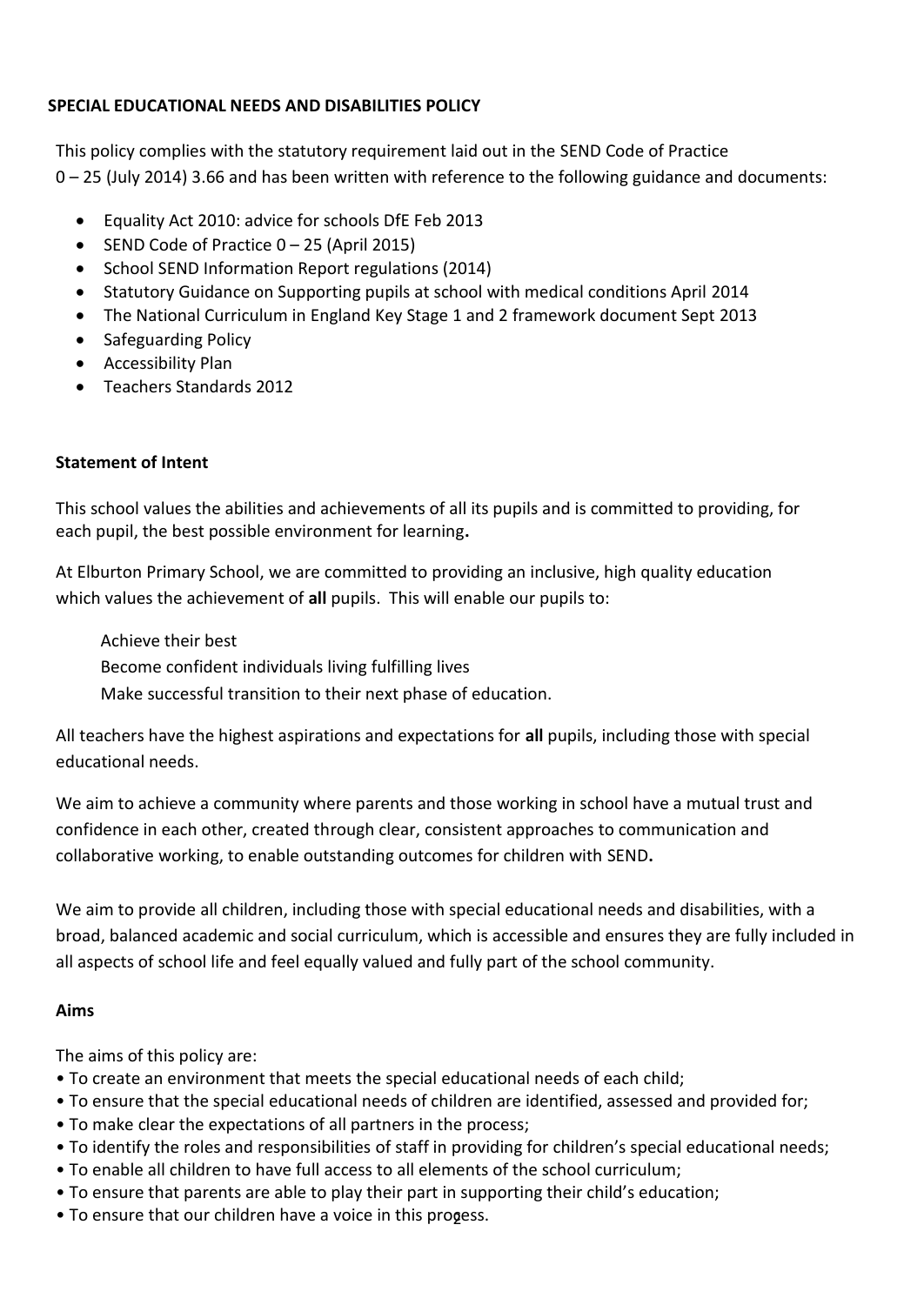**SPECIAL EDUCATIONAL NEEDS AND DISABILITIES POLICY**

This policy complies with the statutory requirement laid out in the SEND Code of Practice 0 – 25 (July 2014) 3.66 and has been written with reference to the following guidance and documents:

- Equality Act 2010: advice for schools DfE Feb 2013
- SEND Code of Practice 0 – 25 (April 2015)
- School SEND Information Report regulations (2014)
- Statutory Guidance on Supporting pupils at school with medical conditions April 2014
- The National Curriculum in England Key Stage 1 and 2 framework document Sept 2013
- Safeguarding Policy
- Accessibility Plan
- Teachers Standards 2012

**Statement of Intent**

This school values the abilities and achievements of all its pupils and is committed to providing, for each pupil, the best possible environment for learning**.**

At Elburton Primary School, we are committed to providing an inclusive, high quality education which values the achievement of **all** pupils. This will enable our pupils to:

Achieve their best
Become confident individuals living fulfilling lives
Make successful transition to their next phase of education.

All teachers have the highest aspirations and expectations for **all** pupils, including those with special educational needs.

We aim to achieve a community where parents and those working in school have a mutual trust and confidence in each other, created through clear, consistent approaches to communication and collaborative working, to enable outstanding outcomes for children with SEND**.**

We aim to provide all children, including those with special educational needs and disabilities, with a broad, balanced academic and social curriculum, which is accessible and ensures they are fully included in all aspects of school life and feel equally valued and fully part of the school community.

**Aims**

The aims of this policy are:

- To create an environment that meets the special educational needs of each child;
- To ensure that the special educational needs of children are identified, assessed and provided for;
- To make clear the expectations of all partners in the process;
- To identify the roles and responsibilities of staff in providing for children's special educational needs;
- To enable all children to have full access to all elements of the school curriculum;
- To ensure that parents are able to play their part in supporting their child's education;
- To ensure that our children have a voice in this process.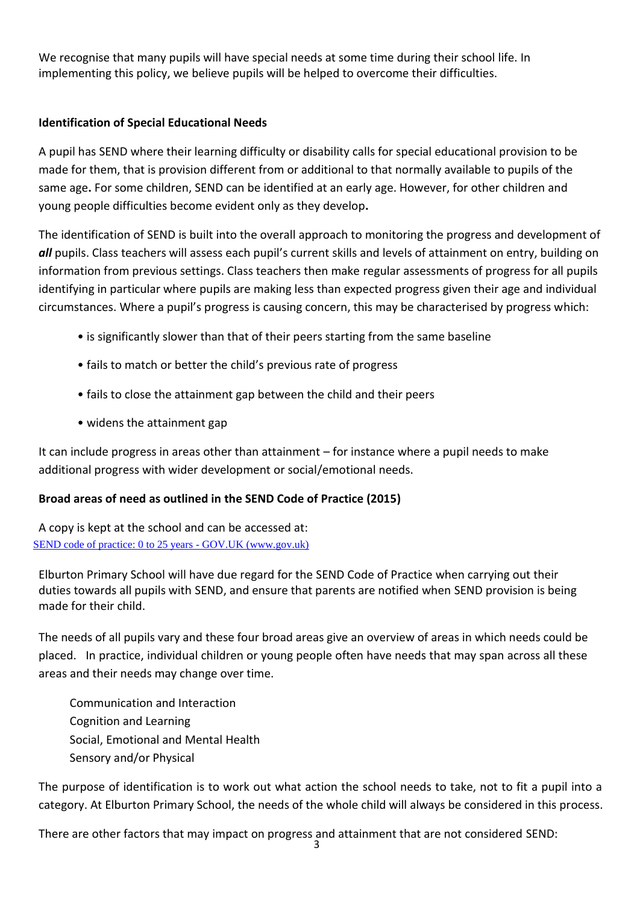We recognise that many pupils will have special needs at some time during their school life. In implementing this policy, we believe pupils will be helped to overcome their difficulties.

**Identification of Special Educational Needs**

A pupil has SEND where their learning difficulty or disability calls for special educational provision to be made for them, that is provision different from or additional to that normally available to pupils of the same age**.** For some children, SEND can be identified at an early age. However, for other children and young people difficulties become evident only as they develop**.**

The identification of SEND is built into the overall approach to monitoring the progress and development of ***all*** pupils. Class teachers will assess each pupil's current skills and levels of attainment on entry, building on information from previous settings. Class teachers then make regular assessments of progress for all pupils identifying in particular where pupils are making less than expected progress given their age and individual circumstances. Where a pupil's progress is causing concern, this may be characterised by progress which:

- is significantly slower than that of their peers starting from the same baseline
- fails to match or better the child's previous rate of progress
- fails to close the attainment gap between the child and their peers
- widens the attainment gap

It can include progress in areas other than attainment – for instance where a pupil needs to make additional progress with wider development or social/emotional needs.

**Broad areas of need as outlined in the SEND Code of Practice (2015)**

A copy is kept at the school and can be accessed at:
[SEND code of practice: 0 to 25 years - GOV.UK (www.gov.uk)](https://www.gov.uk)

Elburton Primary School will have due regard for the SEND Code of Practice when carrying out their duties towards all pupils with SEND, and ensure that parents are notified when SEND provision is being made for their child.

The needs of all pupils vary and these four broad areas give an overview of areas in which needs could be placed. In practice, individual children or young people often have needs that may span across all these areas and their needs may change over time.

Communication and Interaction
Cognition and Learning
Social, Emotional and Mental Health
Sensory and/or Physical

The purpose of identification is to work out what action the school needs to take, not to fit a pupil into a category. At Elburton Primary School, the needs of the whole child will always be considered in this process.

There are other factors that may impact on progress and attainment that are not considered SEND: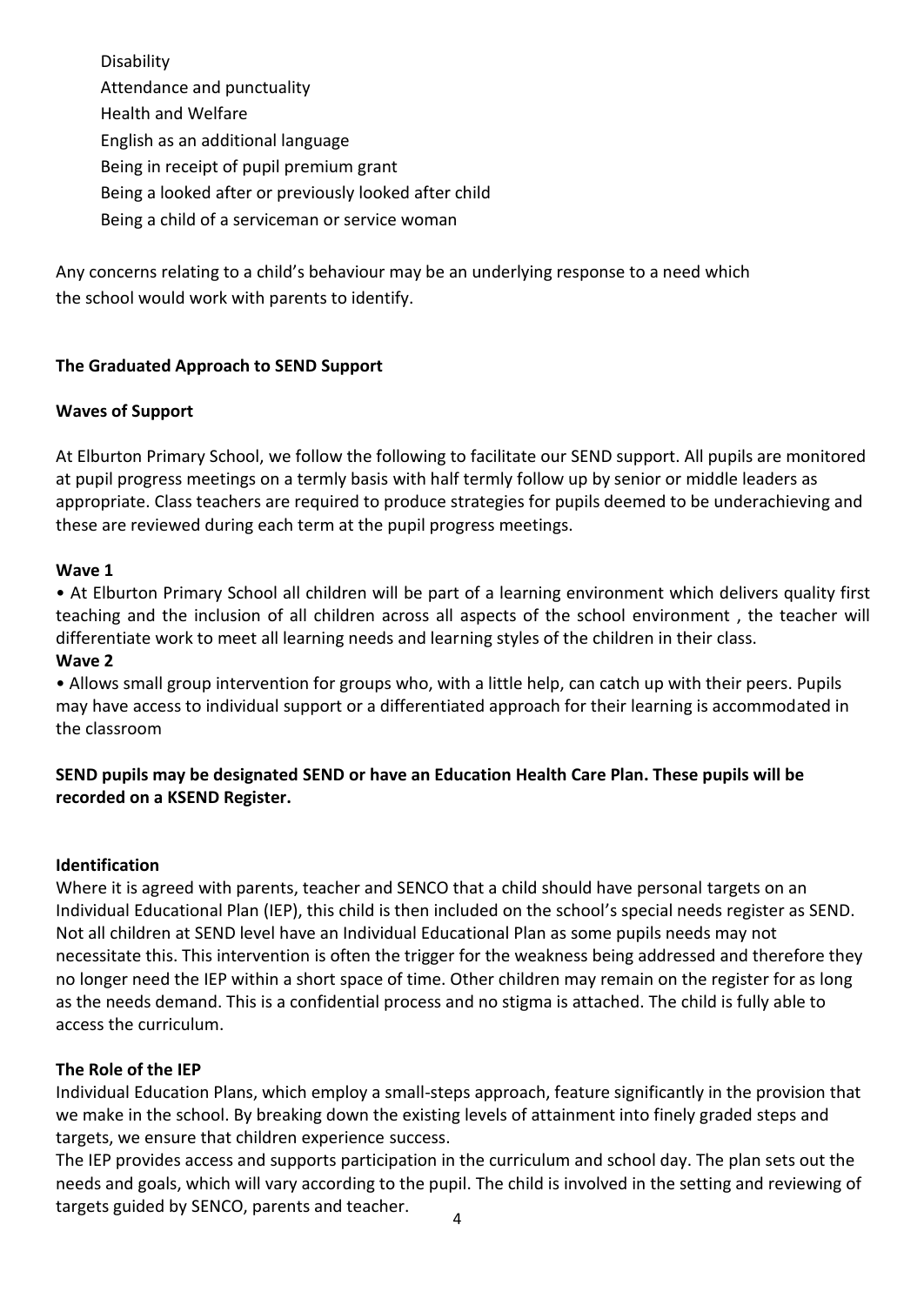Disability
Attendance and punctuality
Health and Welfare
English as an additional language
Being in receipt of pupil premium grant
Being a looked after or previously looked after child
Being a child of a serviceman or service woman

Any concerns relating to a child's behaviour may be an underlying response to a need which the school would work with parents to identify.

**The Graduated Approach to SEND Support**

**Waves of Support**

At Elburton Primary School, we follow the following to facilitate our SEND support. All pupils are monitored at pupil progress meetings on a termly basis with half termly follow up by senior or middle leaders as appropriate. Class teachers are required to produce strategies for pupils deemed to be underachieving and these are reviewed during each term at the pupil progress meetings.

**Wave 1**

• At Elburton Primary School all children will be part of a learning environment which delivers quality first teaching and the inclusion of all children across all aspects of the school environment , the teacher will differentiate work to meet all learning needs and learning styles of the children in their class.

**Wave 2**

• Allows small group intervention for groups who, with a little help, can catch up with their peers. Pupils may have access to individual support or a differentiated approach for their learning is accommodated in the classroom

**SEND pupils may be designated SEND or have an Education Health Care Plan. These pupils will be recorded on a KSEND Register.**

**Identification**

Where it is agreed with parents, teacher and SENCO that a child should have personal targets on an Individual Educational Plan (IEP), this child is then included on the school's special needs register as SEND. Not all children at SEND level have an Individual Educational Plan as some pupils needs may not necessitate this. This intervention is often the trigger for the weakness being addressed and therefore they no longer need the IEP within a short space of time. Other children may remain on the register for as long as the needs demand. This is a confidential process and no stigma is attached. The child is fully able to access the curriculum.

**The Role of the IEP**

Individual Education Plans, which employ a small-steps approach, feature significantly in the provision that we make in the school. By breaking down the existing levels of attainment into finely graded steps and targets, we ensure that children experience success.

The IEP provides access and supports participation in the curriculum and school day. The plan sets out the needs and goals, which will vary according to the pupil. The child is involved in the setting and reviewing of targets guided by SENCO, parents and teacher.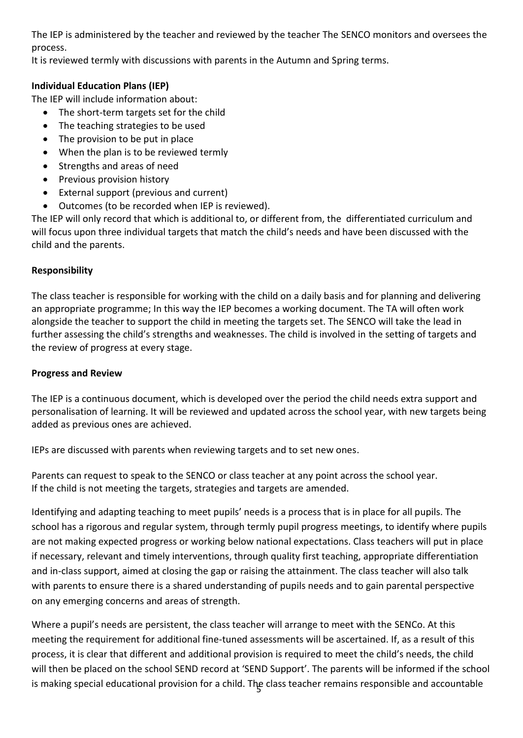The IEP is administered by the teacher and reviewed by the teacher The SENCO monitors and oversees the process.

It is reviewed termly with discussions with parents in the Autumn and Spring terms.

**Individual Education Plans (IEP)**

The IEP will include information about:

- The short-term targets set for the child
- The teaching strategies to be used
- The provision to be put in place
- When the plan is to be reviewed termly
- Strengths and areas of need
- Previous provision history
- External support (previous and current)
- Outcomes (to be recorded when IEP is reviewed).

The IEP will only record that which is additional to, or different from, the differentiated curriculum and will focus upon three individual targets that match the child's needs and have been discussed with the child and the parents.

**Responsibility**

The class teacher is responsible for working with the child on a daily basis and for planning and delivering an appropriate programme; In this way the IEP becomes a working document. The TA will often work alongside the teacher to support the child in meeting the targets set. The SENCO will take the lead in further assessing the child's strengths and weaknesses. The child is involved in the setting of targets and the review of progress at every stage.

**Progress and Review**

The IEP is a continuous document, which is developed over the period the child needs extra support and personalisation of learning. It will be reviewed and updated across the school year, with new targets being added as previous ones are achieved.

IEPs are discussed with parents when reviewing targets and to set new ones.

Parents can request to speak to the SENCO or class teacher at any point across the school year.
If the child is not meeting the targets, strategies and targets are amended.

Identifying and adapting teaching to meet pupils' needs is a process that is in place for all pupils. The school has a rigorous and regular system, through termly pupil progress meetings, to identify where pupils are not making expected progress or working below national expectations. Class teachers will put in place if necessary, relevant and timely interventions, through quality first teaching, appropriate differentiation and in-class support, aimed at closing the gap or raising the attainment. The class teacher will also talk with parents to ensure there is a shared understanding of pupils needs and to gain parental perspective on any emerging concerns and areas of strength.

Where a pupil's needs are persistent, the class teacher will arrange to meet with the SENCo. At this meeting the requirement for additional fine-tuned assessments will be ascertained. If, as a result of this process, it is clear that different and additional provision is required to meet the child's needs, the child will then be placed on the school SEND record at 'SEND Support'. The parents will be informed if the school is making special educational provision for a child. The class teacher remains responsible and accountable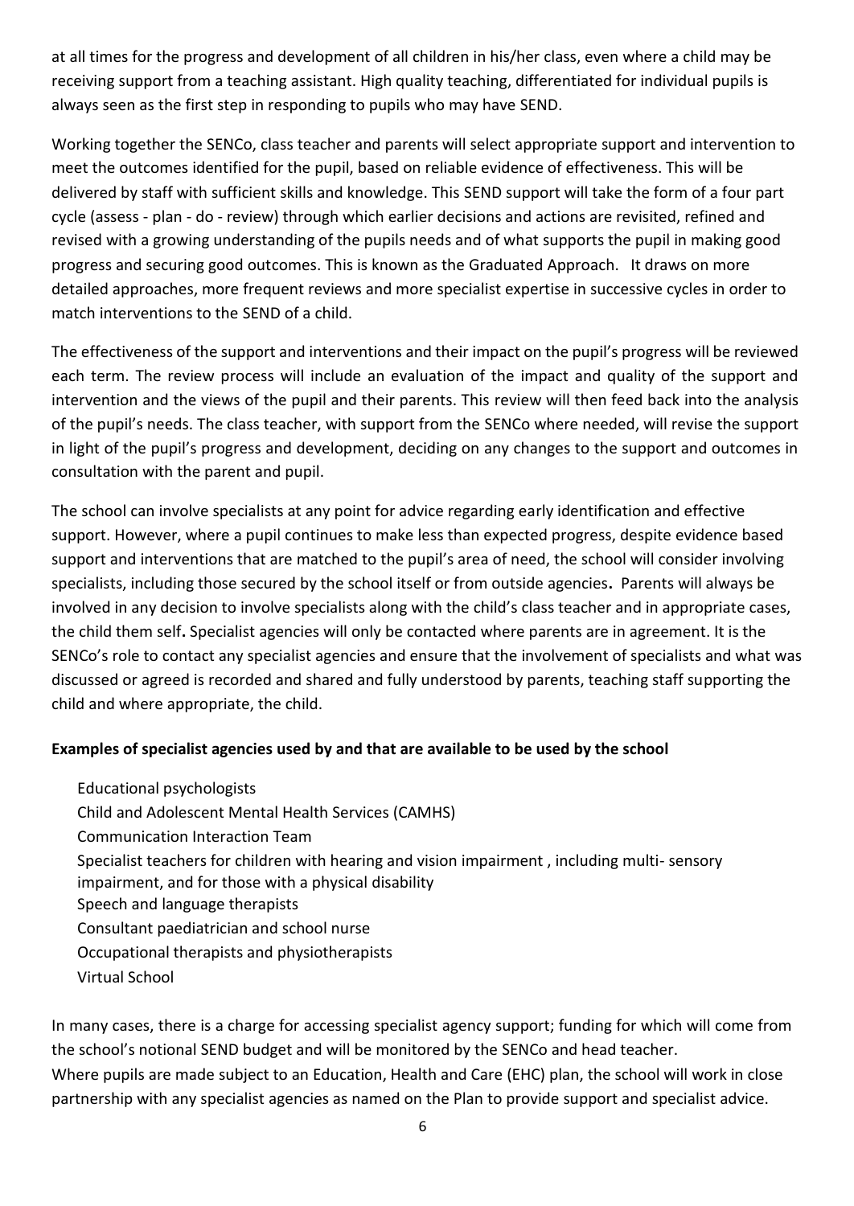at all times for the progress and development of all children in his/her class, even where a child may be receiving support from a teaching assistant. High quality teaching, differentiated for individual pupils is always seen as the first step in responding to pupils who may have SEND.

Working together the SENCo, class teacher and parents will select appropriate support and intervention to meet the outcomes identified for the pupil, based on reliable evidence of effectiveness. This will be delivered by staff with sufficient skills and knowledge. This SEND support will take the form of a four part cycle (assess - plan - do - review) through which earlier decisions and actions are revisited, refined and revised with a growing understanding of the pupils needs and of what supports the pupil in making good progress and securing good outcomes. This is known as the Graduated Approach. It draws on more detailed approaches, more frequent reviews and more specialist expertise in successive cycles in order to match interventions to the SEND of a child.

The effectiveness of the support and interventions and their impact on the pupil's progress will be reviewed each term. The review process will include an evaluation of the impact and quality of the support and intervention and the views of the pupil and their parents. This review will then feed back into the analysis of the pupil's needs. The class teacher, with support from the SENCo where needed, will revise the support in light of the pupil's progress and development, deciding on any changes to the support and outcomes in consultation with the parent and pupil.

The school can involve specialists at any point for advice regarding early identification and effective support. However, where a pupil continues to make less than expected progress, despite evidence based support and interventions that are matched to the pupil's area of need, the school will consider involving specialists, including those secured by the school itself or from outside agencies**.** Parents will always be involved in any decision to involve specialists along with the child's class teacher and in appropriate cases, the child them self**.** Specialist agencies will only be contacted where parents are in agreement. It is the SENCo's role to contact any specialist agencies and ensure that the involvement of specialists and what was discussed or agreed is recorded and shared and fully understood by parents, teaching staff supporting the child and where appropriate, the child.

**Examples of specialist agencies used by and that are available to be used by the school**

- Educational psychologists
- Child and Adolescent Mental Health Services (CAMHS)
- Communication Interaction Team
- Specialist teachers for children with hearing and vision impairment , including multi- sensory impairment, and for those with a physical disability
- Speech and language therapists
- Consultant paediatrician and school nurse
- Occupational therapists and physiotherapists
- Virtual School

In many cases, there is a charge for accessing specialist agency support; funding for which will come from the school's notional SEND budget and will be monitored by the SENCo and head teacher.
Where pupils are made subject to an Education, Health and Care (EHC) plan, the school will work in close partnership with any specialist agencies as named on the Plan to provide support and specialist advice.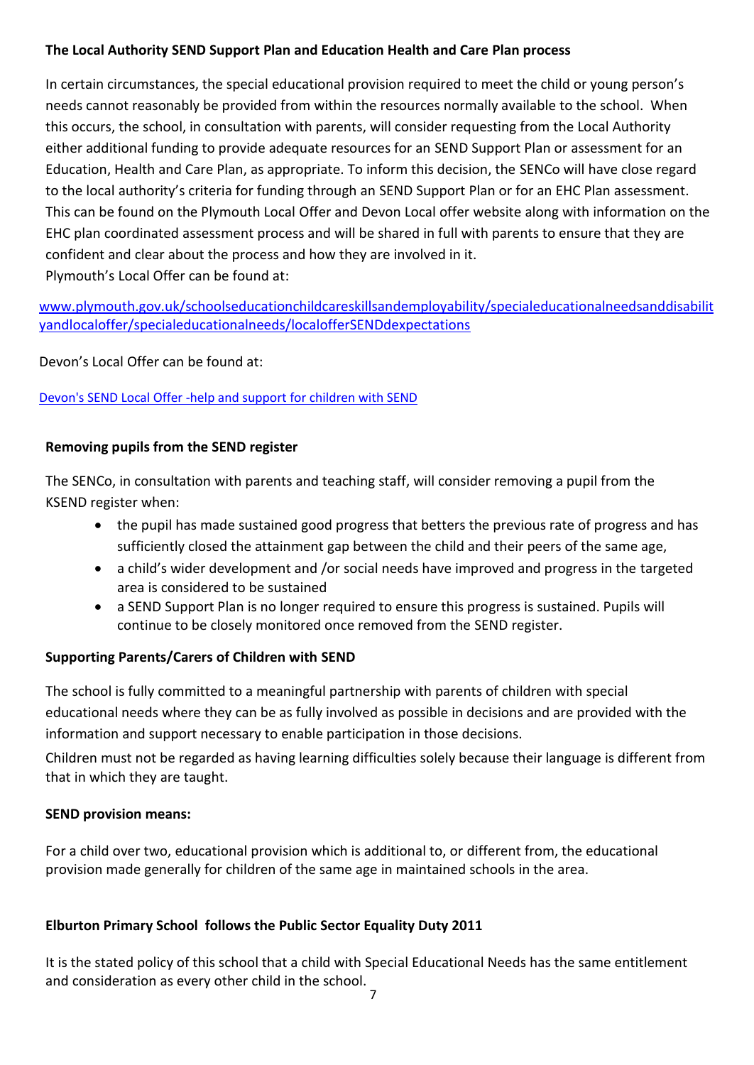### The Local Authority SEND Support Plan and Education Health and Care Plan process

In certain circumstances, the special educational provision required to meet the child or young person's needs cannot reasonably be provided from within the resources normally available to the school. When this occurs, the school, in consultation with parents, will consider requesting from the Local Authority either additional funding to provide adequate resources for an SEND Support Plan or assessment for an Education, Health and Care Plan, as appropriate. To inform this decision, the SENCo will have close regard to the local authority's criteria for funding through an SEND Support Plan or for an EHC Plan assessment. This can be found on the Plymouth Local Offer and Devon Local offer website along with information on the EHC plan coordinated assessment process and will be shared in full with parents to ensure that they are confident and clear about the process and how they are involved in it.
Plymouth's Local Offer can be found at:

www.plymouth.gov.uk/schoolseducationchildcareskillsandemployability/specialeducationalneedsanddisabilityandlocaloffer/specialeducationalneeds/localofferSENDdexpectations

Devon's Local Offer can be found at:

Devon's SEND Local Offer -help and support for children with SEND

### Removing pupils from the SEND register

The SENCo, in consultation with parents and teaching staff, will consider removing a pupil from the KSEND register when:

- the pupil has made sustained good progress that betters the previous rate of progress and has sufficiently closed the attainment gap between the child and their peers of the same age,
- a child's wider development and /or social needs have improved and progress in the targeted area is considered to be sustained
- a SEND Support Plan is no longer required to ensure this progress is sustained. Pupils will continue to be closely monitored once removed from the SEND register.

### Supporting Parents/Carers of Children with SEND

The school is fully committed to a meaningful partnership with parents of children with special educational needs where they can be as fully involved as possible in decisions and are provided with the information and support necessary to enable participation in those decisions.

Children must not be regarded as having learning difficulties solely because their language is different from that in which they are taught.

### SEND provision means:

For a child over two, educational provision which is additional to, or different from, the educational provision made generally for children of the same age in maintained schools in the area.

### Elburton Primary School follows the Public Sector Equality Duty 2011

It is the stated policy of this school that a child with Special Educational Needs has the same entitlement and consideration as every other child in the school.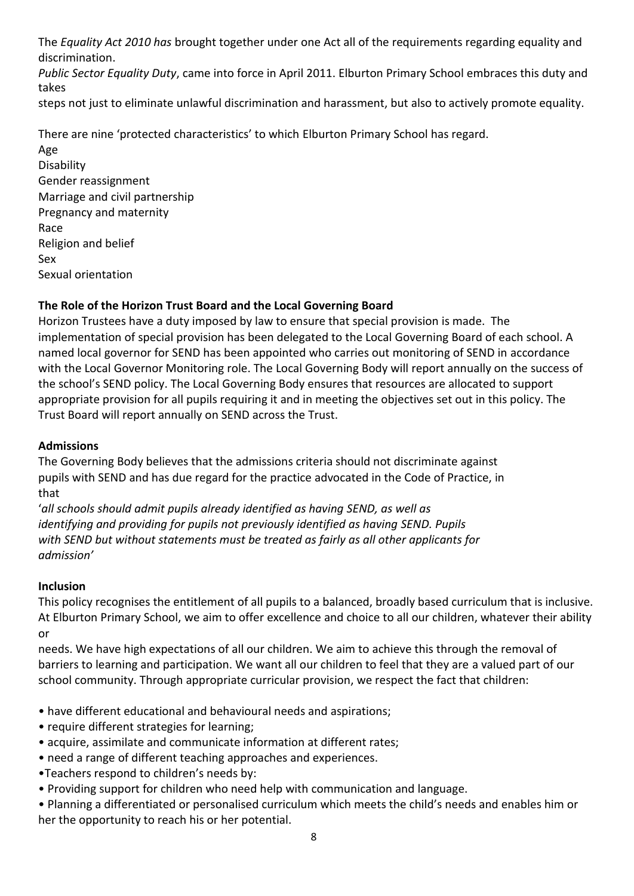The *Equality Act 2010 has* brought together under one Act all of the requirements regarding equality and discrimination.

*Public Sector Equality Duty*, came into force in April 2011. Elburton Primary School embraces this duty and takes steps not just to eliminate unlawful discrimination and harassment, but also to actively promote equality.

There are nine 'protected characteristics' to which Elburton Primary School has regard.

Age
Disability
Gender reassignment
Marriage and civil partnership
Pregnancy and maternity
Race
Religion and belief
Sex
Sexual orientation

**The Role of the Horizon Trust Board and the Local Governing Board**

Horizon Trustees have a duty imposed by law to ensure that special provision is made. The implementation of special provision has been delegated to the Local Governing Board of each school. A named local governor for SEND has been appointed who carries out monitoring of SEND in accordance with the Local Governor Monitoring role. The Local Governing Body will report annually on the success of the school's SEND policy. The Local Governing Body ensures that resources are allocated to support appropriate provision for all pupils requiring it and in meeting the objectives set out in this policy. The Trust Board will report annually on SEND across the Trust.

**Admissions**

The Governing Body believes that the admissions criteria should not discriminate against pupils with SEND and has due regard for the practice advocated in the Code of Practice, in that

'*all schools should admit pupils already identified as having SEND, as well as identifying and providing for pupils not previously identified as having SEND. Pupils with SEND but without statements must be treated as fairly as all other applicants for admission'*

**Inclusion**

This policy recognises the entitlement of all pupils to a balanced, broadly based curriculum that is inclusive. At Elburton Primary School, we aim to offer excellence and choice to all our children, whatever their ability or needs. We have high expectations of all our children. We aim to achieve this through the removal of barriers to learning and participation. We want all our children to feel that they are a valued part of our school community. Through appropriate curricular provision, we respect the fact that children:

- have different educational and behavioural needs and aspirations;
- require different strategies for learning;
- acquire, assimilate and communicate information at different rates;
- need a range of different teaching approaches and experiences.
- Teachers respond to children's needs by:
- Providing support for children who need help with communication and language.
- Planning a differentiated or personalised curriculum which meets the child's needs and enables him or her the opportunity to reach his or her potential.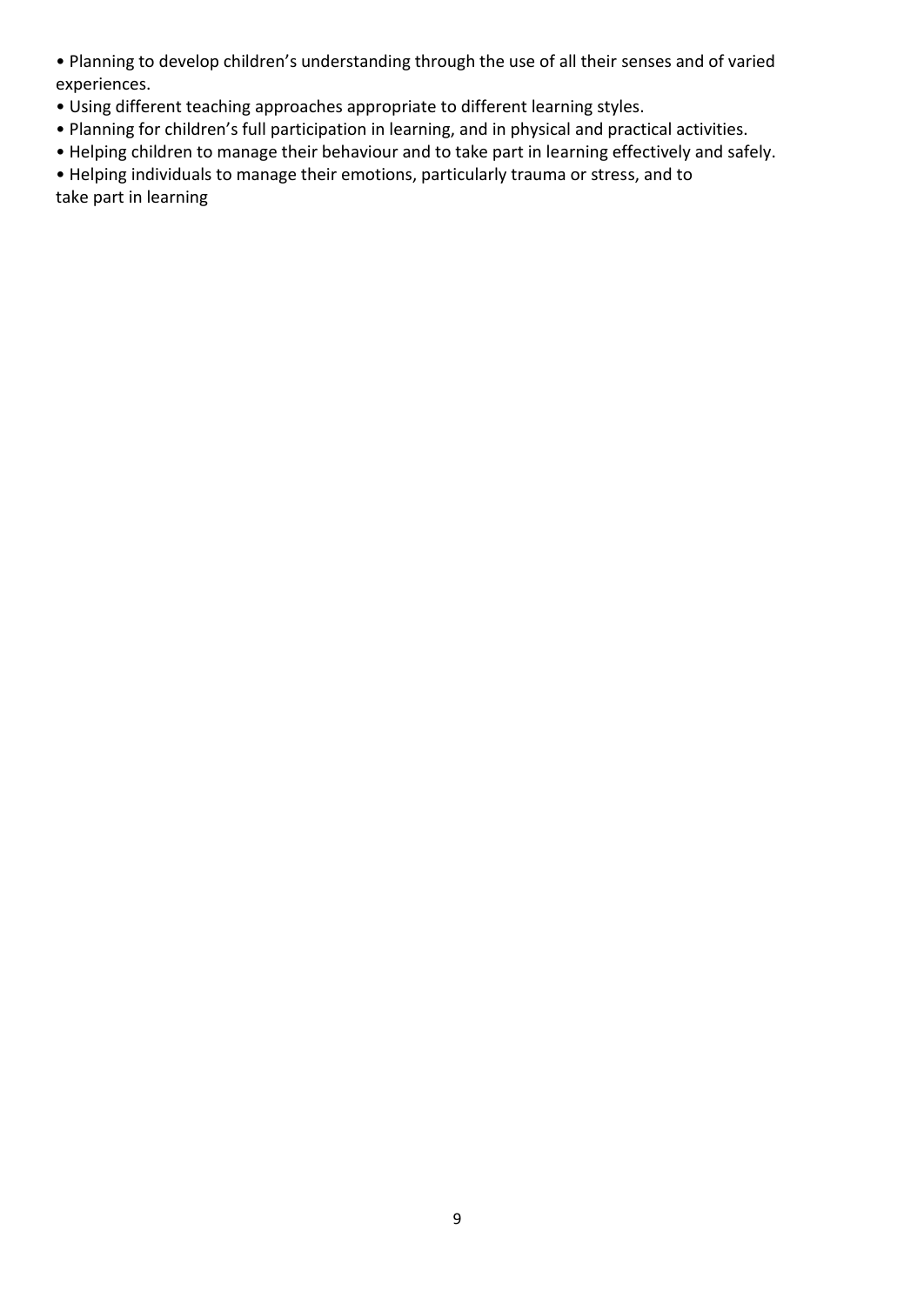- Planning to develop children's understanding through the use of all their senses and of varied experiences.
- Using different teaching approaches appropriate to different learning styles.
- Planning for children's full participation in learning, and in physical and practical activities.
- Helping children to manage their behaviour and to take part in learning effectively and safely.
- Helping individuals to manage their emotions, particularly trauma or stress, and to take part in learning